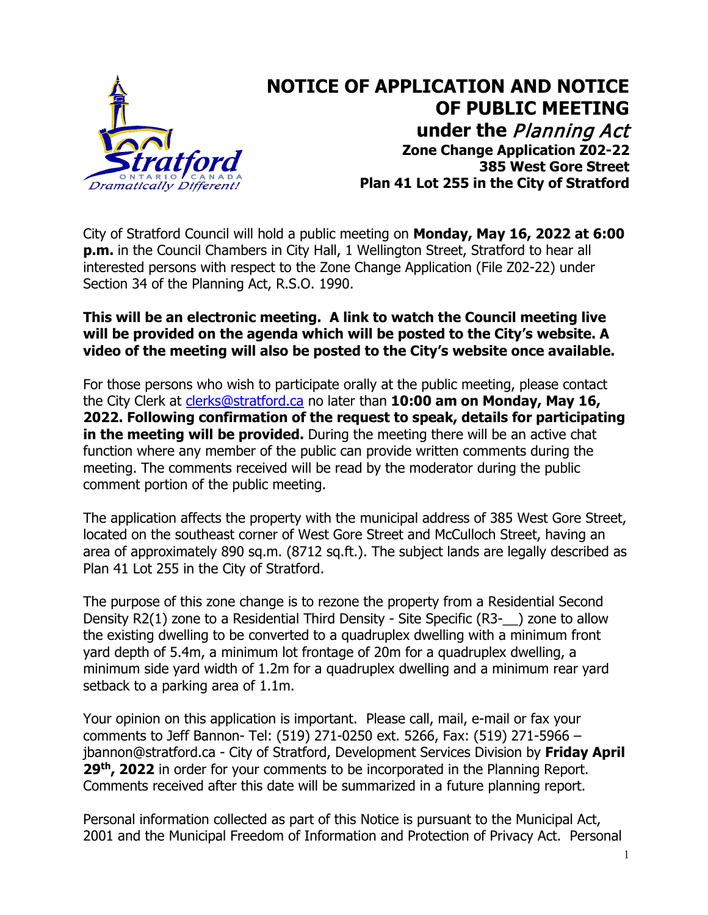# NOTICE OF APPLICATION AND NOTICE OF PUBLIC MEETING

## under the *Planning Act*

### Zone Change Application Z02-22
### 385 West Gore Street
### Plan 41 Lot 255 in the City of Stratford

City of Stratford Council will hold a public meeting on **Monday, May 16, 2022 at 6:00 p.m.** in the Council Chambers in City Hall, 1 Wellington Street, Stratford to hear all interested persons with respect to the Zone Change Application (File Z02-22) under Section 34 of the Planning Act, R.S.O. 1990.

**This will be an electronic meeting. A link to watch the Council meeting live will be provided on the agenda which will be posted to the City's website. A video of the meeting will also be posted to the City's website once available.**

For those persons who wish to participate orally at the public meeting, please contact the City Clerk at clerks@stratford.ca no later than **10:00 am on Monday, May 16, 2022. Following confirmation of the request to speak, details for participating in the meeting will be provided.** During the meeting there will be an active chat function where any member of the public can provide written comments during the meeting. The comments received will be read by the moderator during the public comment portion of the public meeting.

The application affects the property with the municipal address of 385 West Gore Street, located on the southeast corner of West Gore Street and McCulloch Street, having an area of approximately 890 sq.m. (8712 sq.ft.). The subject lands are legally described as Plan 41 Lot 255 in the City of Stratford.

The purpose of this zone change is to rezone the property from a Residential Second Density R2(1) zone to a Residential Third Density - Site Specific (R3-__) zone to allow the existing dwelling to be converted to a quadruplex dwelling with a minimum front yard depth of 5.4m, a minimum lot frontage of 20m for a quadruplex dwelling, a minimum side yard width of 1.2m for a quadruplex dwelling and a minimum rear yard setback to a parking area of 1.1m.

Your opinion on this application is important. Please call, mail, e-mail or fax your comments to Jeff Bannon- Tel: (519) 271-0250 ext. 5266, Fax: (519) 271-5966 – jbannon@stratford.ca - City of Stratford, Development Services Division by **Friday April 29th, 2022** in order for your comments to be incorporated in the Planning Report. Comments received after this date will be summarized in a future planning report.

Personal information collected as part of this Notice is pursuant to the Municipal Act, 2001 and the Municipal Freedom of Information and Protection of Privacy Act. Personal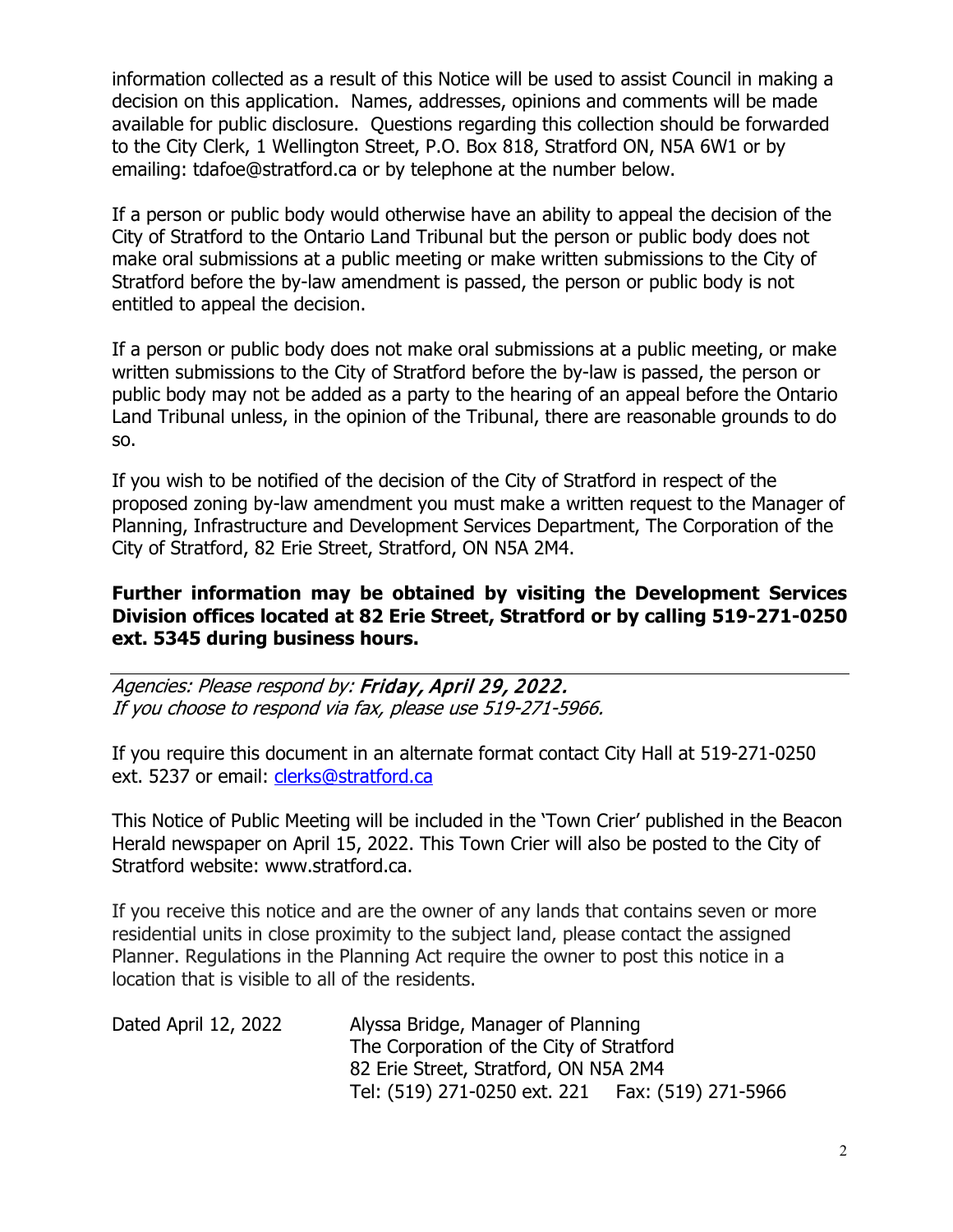information collected as a result of this Notice will be used to assist Council in making a decision on this application. Names, addresses, opinions and comments will be made available for public disclosure. Questions regarding this collection should be forwarded to the City Clerk, 1 Wellington Street, P.O. Box 818, Stratford ON, N5A 6W1 or by emailing: tdafoe@stratford.ca or by telephone at the number below.

If a person or public body would otherwise have an ability to appeal the decision of the City of Stratford to the Ontario Land Tribunal but the person or public body does not make oral submissions at a public meeting or make written submissions to the City of Stratford before the by-law amendment is passed, the person or public body is not entitled to appeal the decision.

If a person or public body does not make oral submissions at a public meeting, or make written submissions to the City of Stratford before the by-law is passed, the person or public body may not be added as a party to the hearing of an appeal before the Ontario Land Tribunal unless, in the opinion of the Tribunal, there are reasonable grounds to do so.

If you wish to be notified of the decision of the City of Stratford in respect of the proposed zoning by-law amendment you must make a written request to the Manager of Planning, Infrastructure and Development Services Department, The Corporation of the City of Stratford, 82 Erie Street, Stratford, ON N5A 2M4.

**Further information may be obtained by visiting the Development Services Division offices located at 82 Erie Street, Stratford or by calling 519-271-0250 ext. 5345 during business hours.**

---

*Agencies: Please respond by: **Friday, April 29, 2022.***
*If you choose to respond via fax, please use 519-271-5966.*

If you require this document in an alternate format contact City Hall at 519-271-0250 ext. 5237 or email: clerks@stratford.ca

This Notice of Public Meeting will be included in the 'Town Crier' published in the Beacon Herald newspaper on April 15, 2022. This Town Crier will also be posted to the City of Stratford website: www.stratford.ca.

If you receive this notice and are the owner of any lands that contains seven or more residential units in close proximity to the subject land, please contact the assigned Planner. Regulations in the Planning Act require the owner to post this notice in a location that is visible to all of the residents.

Dated April 12, 2022

Alyssa Bridge, Manager of Planning
The Corporation of the City of Stratford
82 Erie Street, Stratford, ON N5A 2M4
Tel: (519) 271-0250 ext. 221 Fax: (519) 271-5966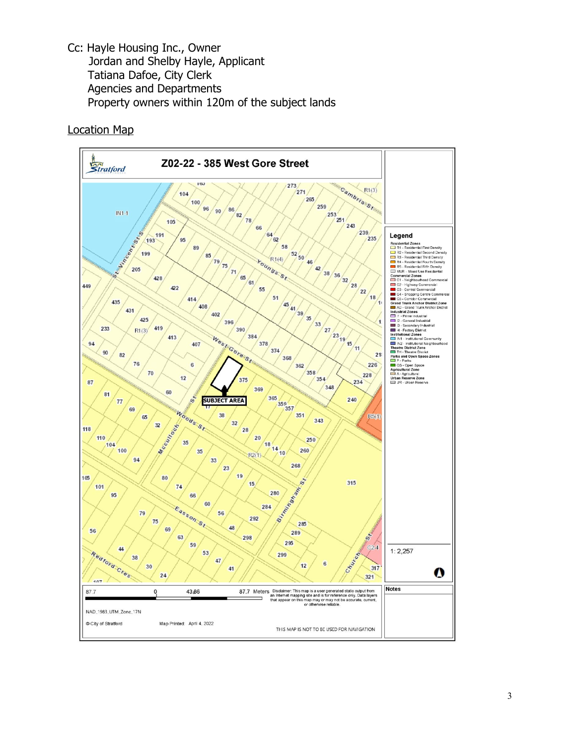Cc: Hayle Housing Inc., Owner
Jordan and Shelby Hayle, Applicant
Tatiana Dafoe, City Clerk
Agencies and Departments
Property owners within 120m of the subject lands

Location Map

**Z02-22 - 385 West Gore Street**

Legend

Residential Zones
- R1 - Residential First Density
- R2 - Residential Second Density
- R3 - Residential Third Density
- R4 - Residential Fourth Density
- R5 - Residential Fifth Density
- MUR - Mixed Use Residential

Commercial Zones
- C1 - Neighbourhood Commercial
- C2 - Highway Commercial
- C3 - Central Commercial
- C4 - Shopping Centre Commercial
- C5 - Corridor Commercial

Grand Trunk Anchor District Zone
- AD - Grand Trunk Anchor District

Industrial Zones
- I1 - Prime Industrial
- I2 - General Industrial
- I3 - Secondary Industrial
- I4 - Factory District

Institutional Zones
- IN1 - Institutional Community
- IN2 - Institutional Neighbourhood

Theatre District Zone
- TH - Theatre District

Parks and Open Space Zones
- P - Parks
- OS - Open Space

Agricultural Zone
- A - Agricultural

Urban Reserve Zone
- UR - Urban Reserve

1: 2,257

87.7 0 43.86 87.7 Meters

Disclaimer: This map is a user generated static output from an Internet mapping site and is for reference only. Data layers that appear on this map may or may not be accurate, current, or otherwise reliable.

NAD_1983_UTM_Zone_17N

© City of Stratford Map Printed: April 4, 2022

THIS MAP IS NOT TO BE USED FOR NAVIGATION

Notes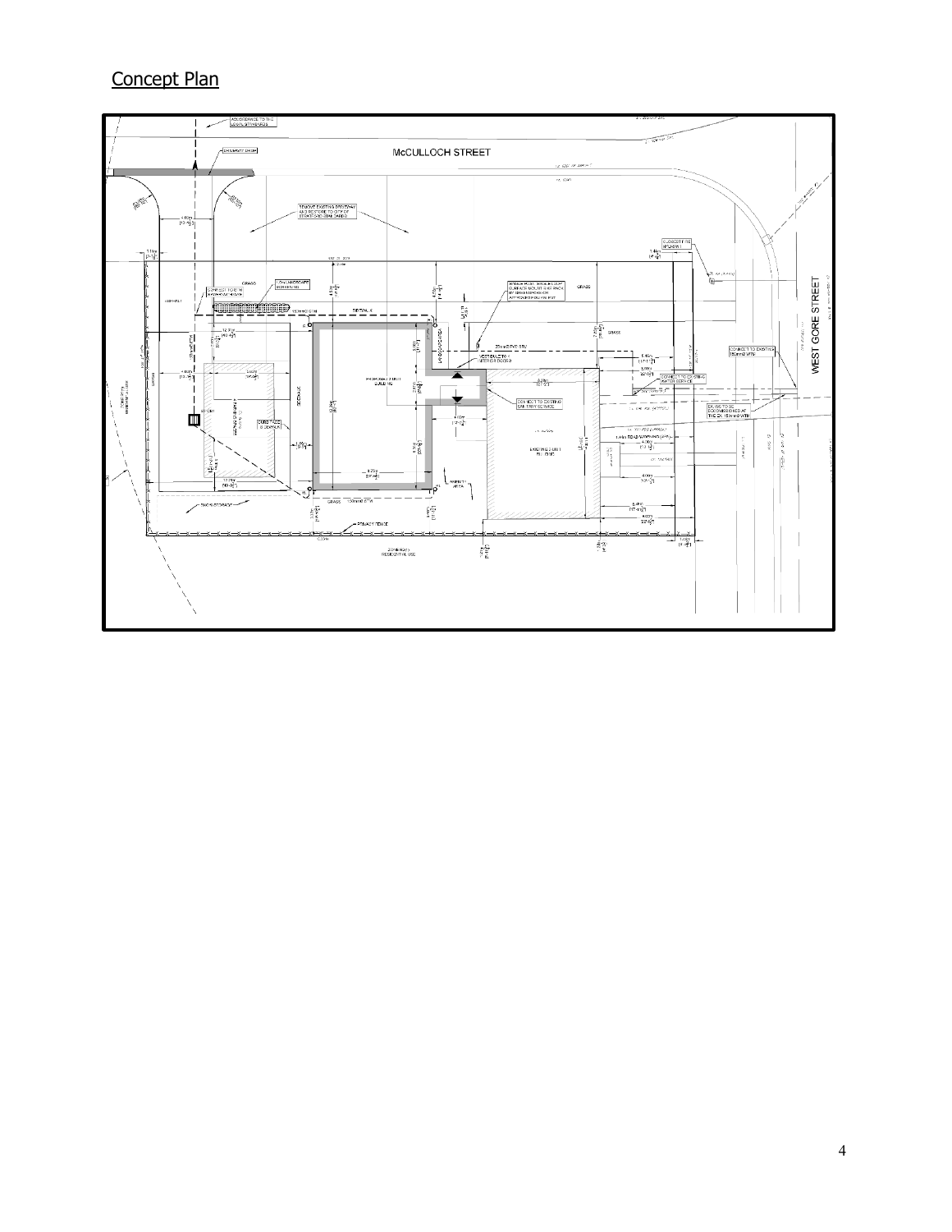## Concept Plan

McCULLOCH STREET

WEST GORE STREET